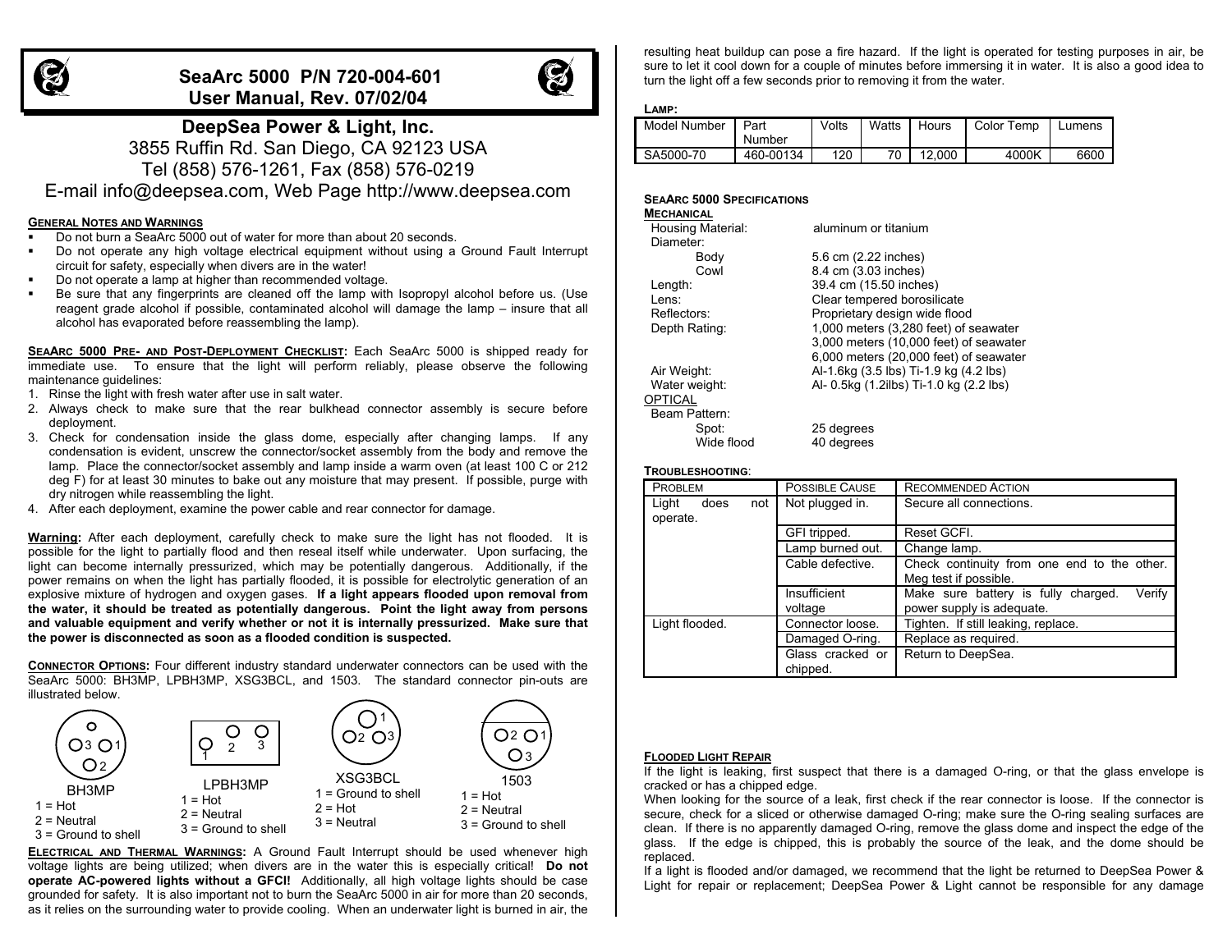# SeaArc 5000 P/N 720-004-601
## User Manual, Rev. 07/02/04

**DeepSea Power & Light, Inc.**
3855 Ruffin Rd. San Diego, CA 92123 USA
Tel (858) 576-1261, Fax (858) 576-0219
E-mail info@deepsea.com, Web Page http://www.deepsea.com

### GENERAL NOTES AND WARNINGS

- Do not burn a SeaArc 5000 out of water for more than about 20 seconds.
- Do not operate any high voltage electrical equipment without using a Ground Fault Interrupt circuit for safety, especially when divers are in the water!
- Do not operate a lamp at higher than recommended voltage.
- Be sure that any fingerprints are cleaned off the lamp with Isopropyl alcohol before us. (Use reagent grade alcohol if possible, contaminated alcohol will damage the lamp – insure that all alcohol has evaporated before reassembling the lamp).

**SEAARC 5000 PRE- AND POST-DEPLOYMENT CHECKLIST:** Each SeaArc 5000 is shipped ready for immediate use. To ensure that the light will perform reliably, please observe the following maintenance guidelines:

1. Rinse the light with fresh water after use in salt water.
2. Always check to make sure that the rear bulkhead connector assembly is secure before deployment.
3. Check for condensation inside the glass dome, especially after changing lamps. If any condensation is evident, unscrew the connector/socket assembly from the body and remove the lamp. Place the connector/socket assembly and lamp inside a warm oven (at least 100 C or 212 deg F) for at least 30 minutes to bake out any moisture that may present. If possible, purge with dry nitrogen while reassembling the light.
4. After each deployment, examine the power cable and rear connector for damage.

**Warning:** After each deployment, carefully check to make sure the light has not flooded. It is possible for the light to partially flood and then reseal itself while underwater. Upon surfacing, the light can become internally pressurized, which may be potentially dangerous. Additionally, if the power remains on when the light has partially flooded, it is possible for electrolytic generation of an explosive mixture of hydrogen and oxygen gases. **If a light appears flooded upon removal from the water, it should be treated as potentially dangerous. Point the light away from persons and valuable equipment and verify whether or not it is internally pressurized. Make sure that the power is disconnected as soon as a flooded condition is suspected.**

**CONNECTOR OPTIONS:** Four different industry standard underwater connectors can be used with the SeaArc 5000: BH3MP, LPBH3MP, XSG3BCL, and 1503. The standard connector pin-outs are illustrated below.

BH3MP
1 = Hot
2 = Neutral
3 = Ground to shell

LPBH3MP
1 = Hot
2 = Neutral
3 = Ground to shell

XSG3BCL
1 = Ground to shell
2 = Hot
3 = Neutral

1503
1 = Hot
2 = Neutral
3 = Ground to shell

**ELECTRICAL AND THERMAL WARNINGS:** A Ground Fault Interrupt should be used whenever high voltage lights are being utilized; when divers are in the water this is especially critical! **Do not operate AC-powered lights without a GFCI!** Additionally, all high voltage lights should be case grounded for safety. It is also important not to burn the SeaArc 5000 in air for more than 20 seconds, as it relies on the surrounding water to provide cooling. When an underwater light is burned in air, the resulting heat buildup can pose a fire hazard. If the light is operated for testing purposes in air, be sure to let it cool down for a couple of minutes before immersing it in water. It is also a good idea to turn the light off a few seconds prior to removing it from the water.

**LAMP:**

| Model Number | Part Number | Volts | Watts | Hours | Color Temp | Lumens |
|---|---|---|---|---|---|---|
| SA5000-70 | 460-00134 | 120 | 70 | 12,000 | 4000K | 6600 |

**SEAARC 5000 SPECIFICATIONS**

**MECHANICAL**

| | |
|---|---|
| Housing Material: | aluminum or titanium |
| Diameter: | |
| Body | 5.6 cm (2.22 inches) |
| Cowl | 8.4 cm (3.03 inches) |
| Length: | 39.4 cm (15.50 inches) |
| Lens: | Clear tempered borosilicate |
| Reflectors: | Proprietary design wide flood |
| Depth Rating: | 1,000 meters (3,280 feet) of seawater<br>3,000 meters (10,000 feet) of seawater<br>6,000 meters (20,000 feet) of seawater |
| Air Weight: | Al-1.6kg (3.5 lbs) Ti-1.9 kg (4.2 lbs) |
| Water weight: | Al- 0.5kg (1.2ilbs) Ti-1.0 kg (2.2 lbs) |

OPTICAL

| | |
|---|---|
| Beam Pattern: | |
| Spot: | 25 degrees |
| Wide flood | 40 degrees |

**TROUBLESHOOTING:**

| PROBLEM | POSSIBLE CAUSE | RECOMMENDED ACTION |
|---|---|---|
| Light does not operate. | Not plugged in. | Secure all connections. |
| | GFI tripped. | Reset GCFI. |
| | Lamp burned out. | Change lamp. |
| | Cable defective. | Check continuity from one end to the other. Meg test if possible. |
| | Insufficient voltage | Make sure battery is fully charged. Verify power supply is adequate. |
| Light flooded. | Connector loose. | Tighten. If still leaking, replace. |
| | Damaged O-ring. | Replace as required. |
| | Glass cracked or chipped. | Return to DeepSea. |

**FLOODED LIGHT REPAIR**

If the light is leaking, first suspect that there is a damaged O-ring, or that the glass envelope is cracked or has a chipped edge.

When looking for the source of a leak, first check if the rear connector is loose. If the connector is secure, check for a sliced or otherwise damaged O-ring; make sure the O-ring sealing surfaces are clean. If there is no apparently damaged O-ring, remove the glass dome and inspect the edge of the glass. If the edge is chipped, this is probably the source of the leak, and the dome should be replaced.

If a light is flooded and/or damaged, we recommend that the light be returned to DeepSea Power & Light for repair or replacement; DeepSea Power & Light cannot be responsible for any damage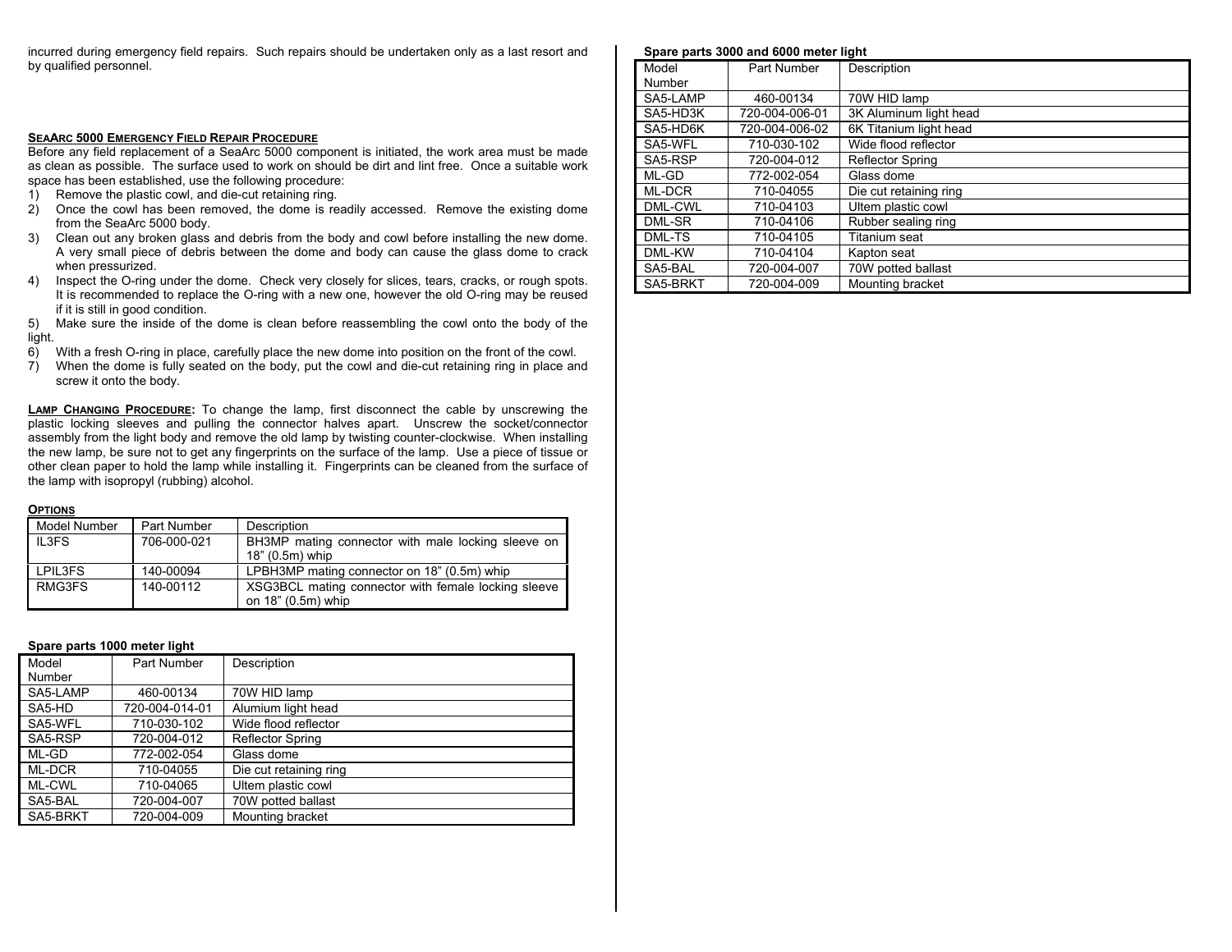incurred during emergency field repairs. Such repairs should be undertaken only as a last resort and by qualified personnel.

### SeaArc 5000 Emergency Field Repair Procedure

Before any field replacement of a SeaArc 5000 component is initiated, the work area must be made as clean as possible. The surface used to work on should be dirt and lint free. Once a suitable work space has been established, use the following procedure:

1) Remove the plastic cowl, and die-cut retaining ring.
2) Once the cowl has been removed, the dome is readily accessed. Remove the existing dome from the SeaArc 5000 body.
3) Clean out any broken glass and debris from the body and cowl before installing the new dome. A very small piece of debris between the dome and body can cause the glass dome to crack when pressurized.
4) Inspect the O-ring under the dome. Check very closely for slices, tears, cracks, or rough spots. It is recommended to replace the O-ring with a new one, however the old O-ring may be reused if it is still in good condition.
5) Make sure the inside of the dome is clean before reassembling the cowl onto the body of the light.
6) With a fresh O-ring in place, carefully place the new dome into position on the front of the cowl.
7) When the dome is fully seated on the body, put the cowl and die-cut retaining ring in place and screw it onto the body.

**Lamp Changing Procedure:** To change the lamp, first disconnect the cable by unscrewing the plastic locking sleeves and pulling the connector halves apart. Unscrew the socket/connector assembly from the light body and remove the old lamp by twisting counter-clockwise. When installing the new lamp, be sure not to get any fingerprints on the surface of the lamp. Use a piece of tissue or other clean paper to hold the lamp while installing it. Fingerprints can be cleaned from the surface of the lamp with isopropyl (rubbing) alcohol.

### Options

| Model Number | Part Number | Description |
|---|---|---|
| IL3FS | 706-000-021 | BH3MP mating connector with male locking sleeve on 18" (0.5m) whip |
| LPIL3FS | 140-00094 | LPBH3MP mating connector on 18" (0.5m) whip |
| RMG3FS | 140-00112 | XSG3BCL mating connector with female locking sleeve on 18" (0.5m) whip |

**Spare parts 1000 meter light**

| Model Number | Part Number | Description |
|---|---|---|
| SA5-LAMP | 460-00134 | 70W HID lamp |
| SA5-HD | 720-004-014-01 | Alumium light head |
| SA5-WFL | 710-030-102 | Wide flood reflector |
| SA5-RSP | 720-004-012 | Reflector Spring |
| ML-GD | 772-002-054 | Glass dome |
| ML-DCR | 710-04055 | Die cut retaining ring |
| ML-CWL | 710-04065 | Ultem plastic cowl |
| SA5-BAL | 720-004-007 | 70W potted ballast |
| SA5-BRKT | 720-004-009 | Mounting bracket |

**Spare parts 3000 and 6000 meter light**

| Model Number | Part Number | Description |
|---|---|---|
| SA5-LAMP | 460-00134 | 70W HID lamp |
| SA5-HD3K | 720-004-006-01 | 3K Aluminum light head |
| SA5-HD6K | 720-004-006-02 | 6K Titanium light head |
| SA5-WFL | 710-030-102 | Wide flood reflector |
| SA5-RSP | 720-004-012 | Reflector Spring |
| ML-GD | 772-002-054 | Glass dome |
| ML-DCR | 710-04055 | Die cut retaining ring |
| DML-CWL | 710-04103 | Ultem plastic cowl |
| DML-SR | 710-04106 | Rubber sealing ring |
| DML-TS | 710-04105 | Titanium seat |
| DML-KW | 710-04104 | Kapton seat |
| SA5-BAL | 720-004-007 | 70W potted ballast |
| SA5-BRKT | 720-004-009 | Mounting bracket |